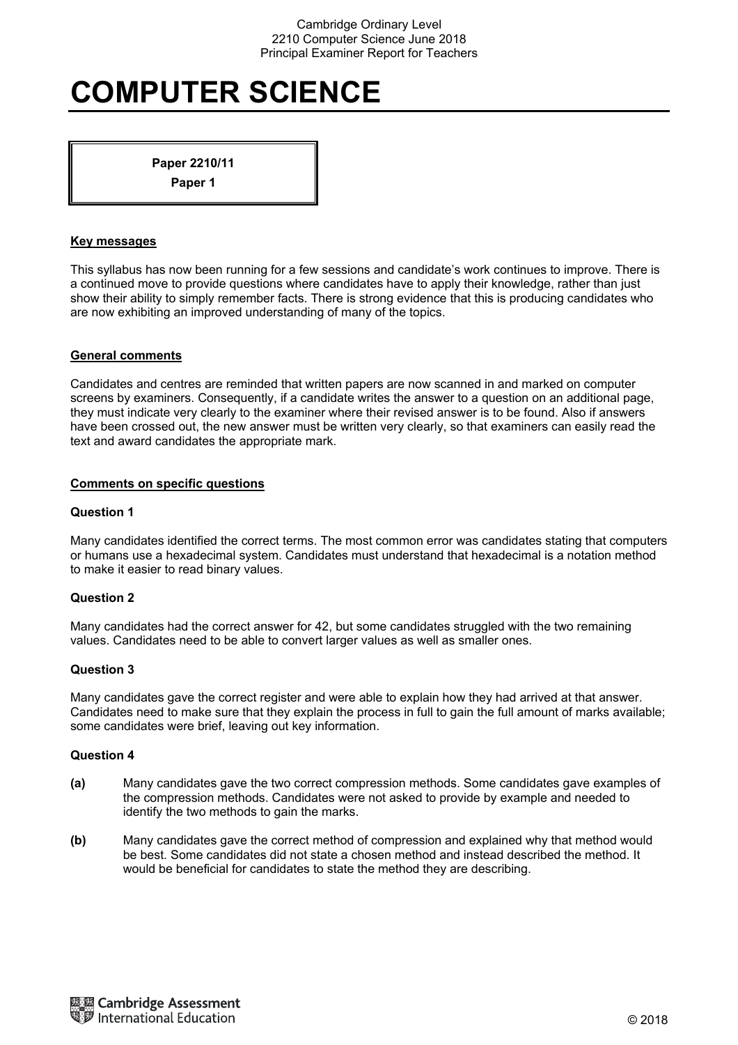# COMPUTER SCIENCE

**Paper 2210/11**
**Paper 1**

## Key messages

This syllabus has now been running for a few sessions and candidate's work continues to improve. There is a continued move to provide questions where candidates have to apply their knowledge, rather than just show their ability to simply remember facts. There is strong evidence that this is producing candidates who are now exhibiting an improved understanding of many of the topics.

## General comments

Candidates and centres are reminded that written papers are now scanned in and marked on computer screens by examiners. Consequently, if a candidate writes the answer to a question on an additional page, they must indicate very clearly to the examiner where their revised answer is to be found. Also if answers have been crossed out, the new answer must be written very clearly, so that examiners can easily read the text and award candidates the appropriate mark.

## Comments on specific questions

### Question 1

Many candidates identified the correct terms. The most common error was candidates stating that computers or humans use a hexadecimal system. Candidates must understand that hexadecimal is a notation method to make it easier to read binary values.

### Question 2

Many candidates had the correct answer for 42, but some candidates struggled with the two remaining values. Candidates need to be able to convert larger values as well as smaller ones.

### Question 3

Many candidates gave the correct register and were able to explain how they had arrived at that answer. Candidates need to make sure that they explain the process in full to gain the full amount of marks available; some candidates were brief, leaving out key information.

### Question 4

**(a)** Many candidates gave the two correct compression methods. Some candidates gave examples of the compression methods. Candidates were not asked to provide by example and needed to identify the two methods to gain the marks.

**(b)** Many candidates gave the correct method of compression and explained why that method would be best. Some candidates did not state a chosen method and instead described the method. It would be beneficial for candidates to state the method they are describing.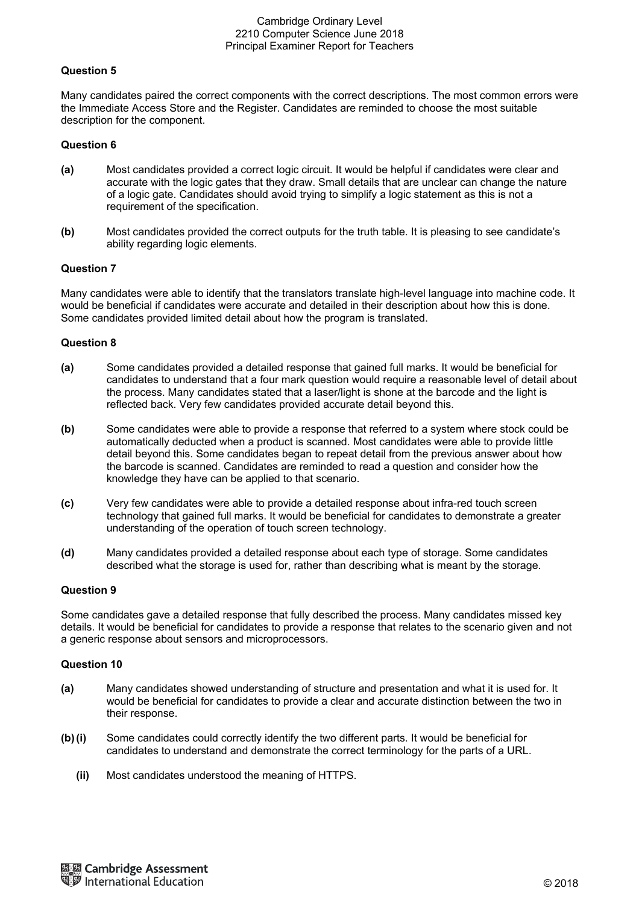### Question 5

Many candidates paired the correct components with the correct descriptions. The most common errors were the Immediate Access Store and the Register. Candidates are reminded to choose the most suitable description for the component.

### Question 6

**(a)** Most candidates provided a correct logic circuit. It would be helpful if candidates were clear and accurate with the logic gates that they draw. Small details that are unclear can change the nature of a logic gate. Candidates should avoid trying to simplify a logic statement as this is not a requirement of the specification.

**(b)** Most candidates provided the correct outputs for the truth table. It is pleasing to see candidate's ability regarding logic elements.

### Question 7

Many candidates were able to identify that the translators translate high-level language into machine code. It would be beneficial if candidates were accurate and detailed in their description about how this is done. Some candidates provided limited detail about how the program is translated.

### Question 8

**(a)** Some candidates provided a detailed response that gained full marks. It would be beneficial for candidates to understand that a four mark question would require a reasonable level of detail about the process. Many candidates stated that a laser/light is shone at the barcode and the light is reflected back. Very few candidates provided accurate detail beyond this.

**(b)** Some candidates were able to provide a response that referred to a system where stock could be automatically deducted when a product is scanned. Most candidates were able to provide little detail beyond this. Some candidates began to repeat detail from the previous answer about how the barcode is scanned. Candidates are reminded to read a question and consider how the knowledge they have can be applied to that scenario.

**(c)** Very few candidates were able to provide a detailed response about infra-red touch screen technology that gained full marks. It would be beneficial for candidates to demonstrate a greater understanding of the operation of touch screen technology.

**(d)** Many candidates provided a detailed response about each type of storage. Some candidates described what the storage is used for, rather than describing what is meant by the storage.

### Question 9

Some candidates gave a detailed response that fully described the process. Many candidates missed key details. It would be beneficial for candidates to provide a response that relates to the scenario given and not a generic response about sensors and microprocessors.

### Question 10

**(a)** Many candidates showed understanding of structure and presentation and what it is used for. It would be beneficial for candidates to provide a clear and accurate distinction between the two in their response.

**(b) (i)** Some candidates could correctly identify the two different parts. It would be beneficial for candidates to understand and demonstrate the correct terminology for the parts of a URL.

**(ii)** Most candidates understood the meaning of HTTPS.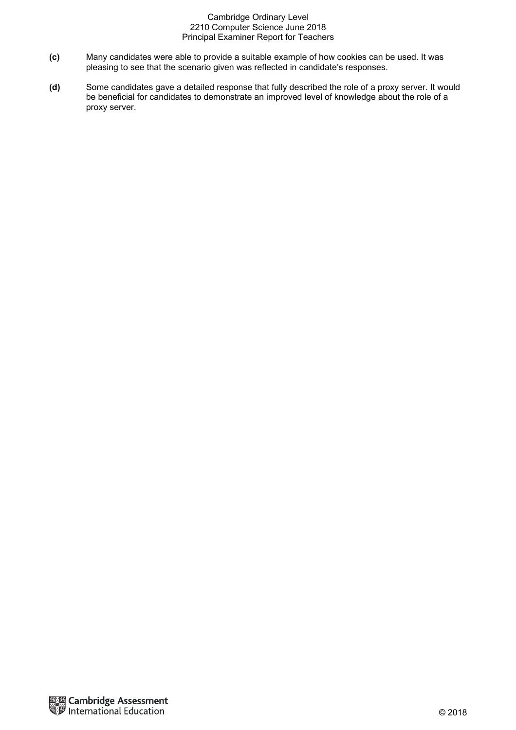**(c)** Many candidates were able to provide a suitable example of how cookies can be used. It was pleasing to see that the scenario given was reflected in candidate's responses.

**(d)** Some candidates gave a detailed response that fully described the role of a proxy server. It would be beneficial for candidates to demonstrate an improved level of knowledge about the role of a proxy server.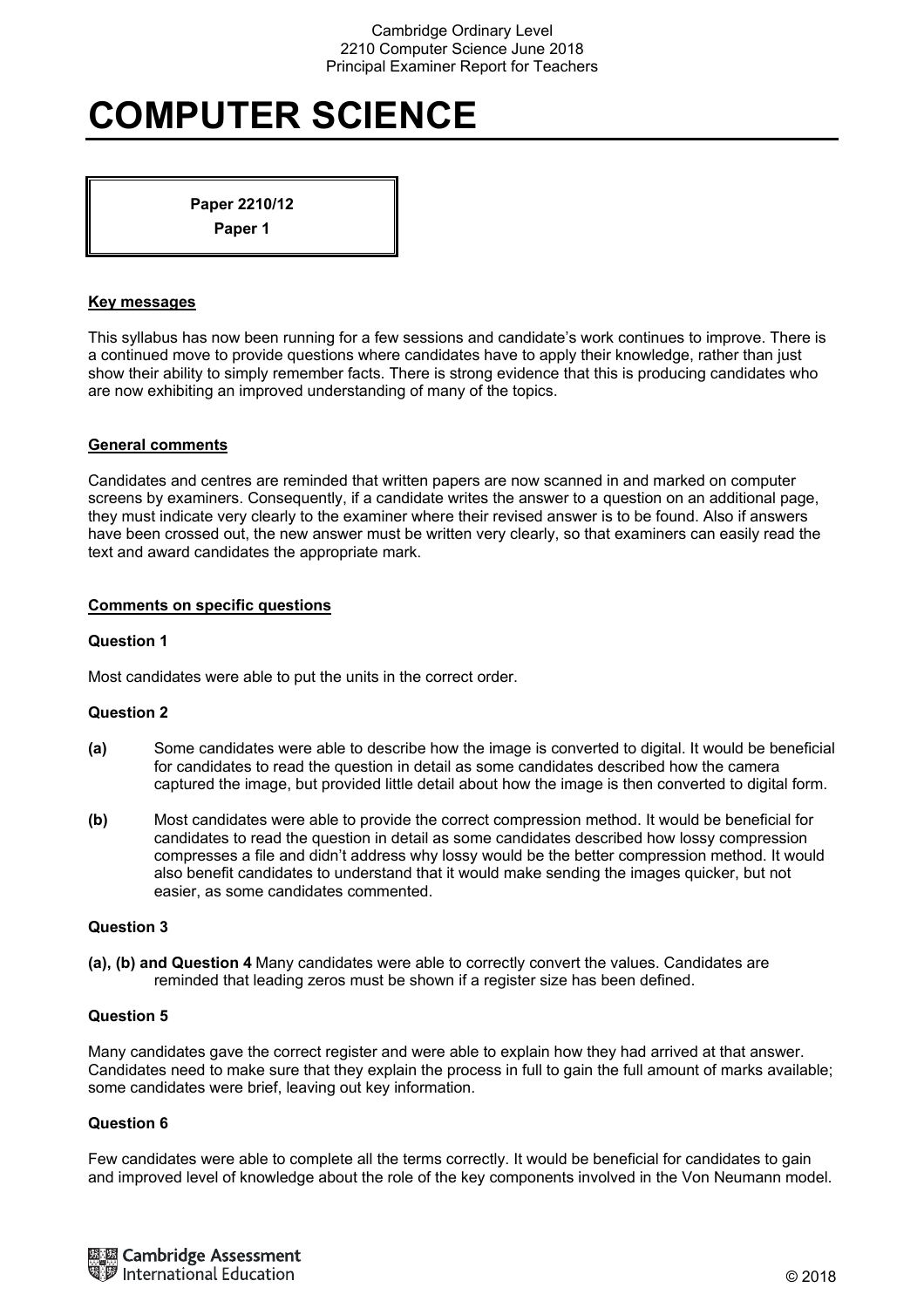# COMPUTER SCIENCE

**Paper 2210/12**
**Paper 1**

## Key messages

This syllabus has now been running for a few sessions and candidate's work continues to improve. There is a continued move to provide questions where candidates have to apply their knowledge, rather than just show their ability to simply remember facts. There is strong evidence that this is producing candidates who are now exhibiting an improved understanding of many of the topics.

## General comments

Candidates and centres are reminded that written papers are now scanned in and marked on computer screens by examiners. Consequently, if a candidate writes the answer to a question on an additional page, they must indicate very clearly to the examiner where their revised answer is to be found. Also if answers have been crossed out, the new answer must be written very clearly, so that examiners can easily read the text and award candidates the appropriate mark.

## Comments on specific questions

### Question 1

Most candidates were able to put the units in the correct order.

### Question 2

**(a)** Some candidates were able to describe how the image is converted to digital. It would be beneficial for candidates to read the question in detail as some candidates described how the camera captured the image, but provided little detail about how the image is then converted to digital form.

**(b)** Most candidates were able to provide the correct compression method. It would be beneficial for candidates to read the question in detail as some candidates described how lossy compression compresses a file and didn't address why lossy would be the better compression method. It would also benefit candidates to understand that it would make sending the images quicker, but not easier, as some candidates commented.

### Question 3

**(a), (b) and Question 4** Many candidates were able to correctly convert the values. Candidates are reminded that leading zeros must be shown if a register size has been defined.

### Question 5

Many candidates gave the correct register and were able to explain how they had arrived at that answer. Candidates need to make sure that they explain the process in full to gain the full amount of marks available; some candidates were brief, leaving out key information.

### Question 6

Few candidates were able to complete all the terms correctly. It would be beneficial for candidates to gain and improved level of knowledge about the role of the key components involved in the Von Neumann model.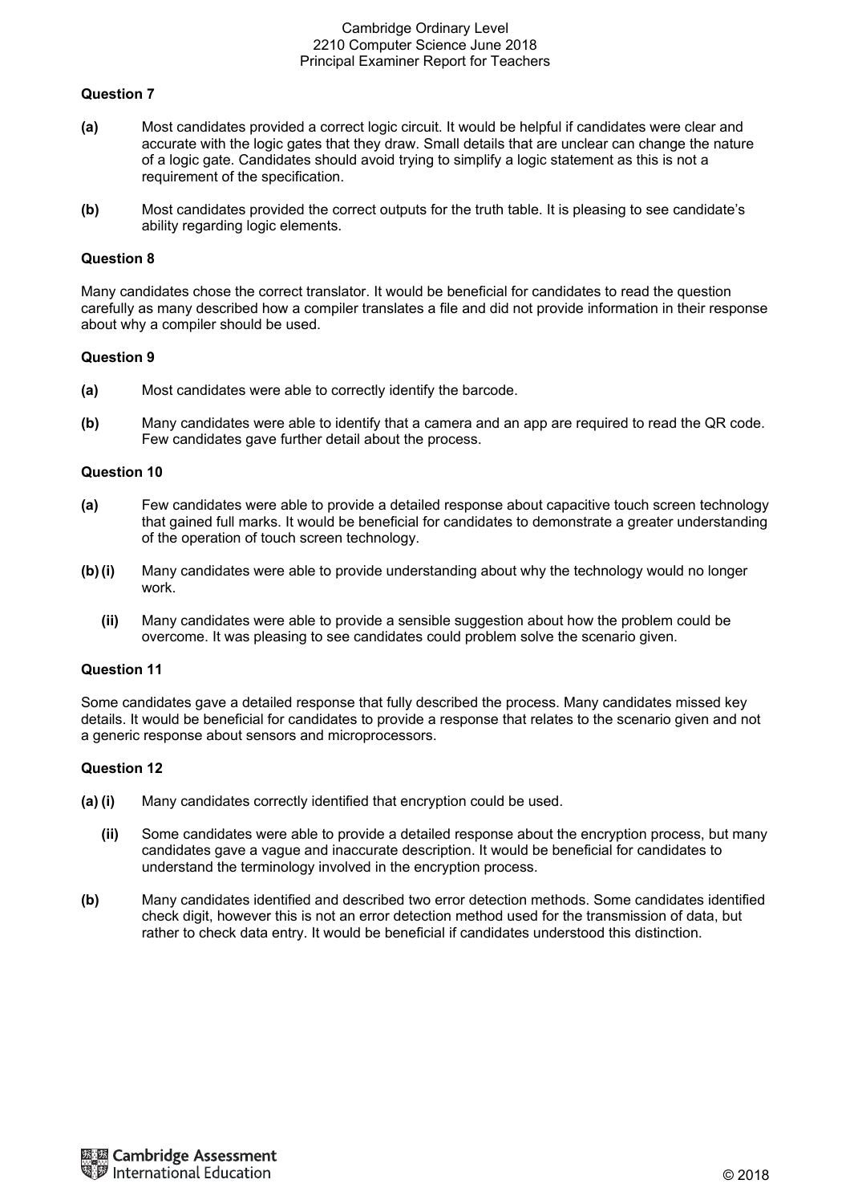### Question 7

**(a)** Most candidates provided a correct logic circuit. It would be helpful if candidates were clear and accurate with the logic gates that they draw. Small details that are unclear can change the nature of a logic gate. Candidates should avoid trying to simplify a logic statement as this is not a requirement of the specification.

**(b)** Most candidates provided the correct outputs for the truth table. It is pleasing to see candidate's ability regarding logic elements.

### Question 8

Many candidates chose the correct translator. It would be beneficial for candidates to read the question carefully as many described how a compiler translates a file and did not provide information in their response about why a compiler should be used.

### Question 9

**(a)** Most candidates were able to correctly identify the barcode.

**(b)** Many candidates were able to identify that a camera and an app are required to read the QR code. Few candidates gave further detail about the process.

### Question 10

**(a)** Few candidates were able to provide a detailed response about capacitive touch screen technology that gained full marks. It would be beneficial for candidates to demonstrate a greater understanding of the operation of touch screen technology.

**(b) (i)** Many candidates were able to provide understanding about why the technology would no longer work.

**(ii)** Many candidates were able to provide a sensible suggestion about how the problem could be overcome. It was pleasing to see candidates could problem solve the scenario given.

### Question 11

Some candidates gave a detailed response that fully described the process. Many candidates missed key details. It would be beneficial for candidates to provide a response that relates to the scenario given and not a generic response about sensors and microprocessors.

### Question 12

**(a) (i)** Many candidates correctly identified that encryption could be used.

**(ii)** Some candidates were able to provide a detailed response about the encryption process, but many candidates gave a vague and inaccurate description. It would be beneficial for candidates to understand the terminology involved in the encryption process.

**(b)** Many candidates identified and described two error detection methods. Some candidates identified check digit, however this is not an error detection method used for the transmission of data, but rather to check data entry. It would be beneficial if candidates understood this distinction.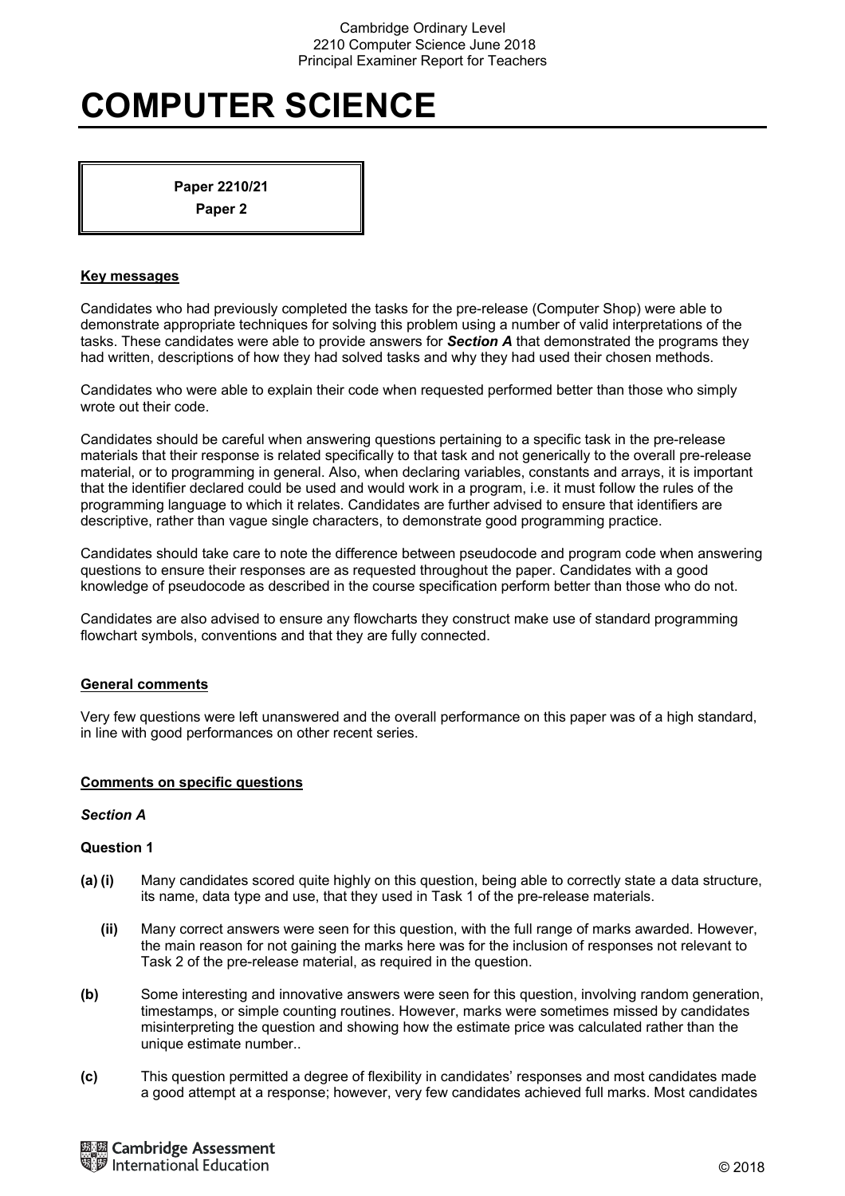# COMPUTER SCIENCE

**Paper 2210/21**
**Paper 2**

**Key messages**

Candidates who had previously completed the tasks for the pre-release (Computer Shop) were able to demonstrate appropriate techniques for solving this problem using a number of valid interpretations of the tasks. These candidates were able to provide answers for ***Section A*** that demonstrated the programs they had written, descriptions of how they had solved tasks and why they had used their chosen methods.

Candidates who were able to explain their code when requested performed better than those who simply wrote out their code.

Candidates should be careful when answering questions pertaining to a specific task in the pre-release materials that their response is related specifically to that task and not generically to the overall pre-release material, or to programming in general. Also, when declaring variables, constants and arrays, it is important that the identifier declared could be used and would work in a program, i.e. it must follow the rules of the programming language to which it relates. Candidates are further advised to ensure that identifiers are descriptive, rather than vague single characters, to demonstrate good programming practice.

Candidates should take care to note the difference between pseudocode and program code when answering questions to ensure their responses are as requested throughout the paper. Candidates with a good knowledge of pseudocode as described in the course specification perform better than those who do not.

Candidates are also advised to ensure any flowcharts they construct make use of standard programming flowchart symbols, conventions and that they are fully connected.

**General comments**

Very few questions were left unanswered and the overall performance on this paper was of a high standard, in line with good performances on other recent series.

**Comments on specific questions**

***Section A***

**Question 1**

**(a) (i)** Many candidates scored quite highly on this question, being able to correctly state a data structure, its name, data type and use, that they used in Task 1 of the pre-release materials.

**(ii)** Many correct answers were seen for this question, with the full range of marks awarded. However, the main reason for not gaining the marks here was for the inclusion of responses not relevant to Task 2 of the pre-release material, as required in the question.

**(b)** Some interesting and innovative answers were seen for this question, involving random generation, timestamps, or simple counting routines. However, marks were sometimes missed by candidates misinterpreting the question and showing how the estimate price was calculated rather than the unique estimate number..

**(c)** This question permitted a degree of flexibility in candidates' responses and most candidates made a good attempt at a response; however, very few candidates achieved full marks. Most candidates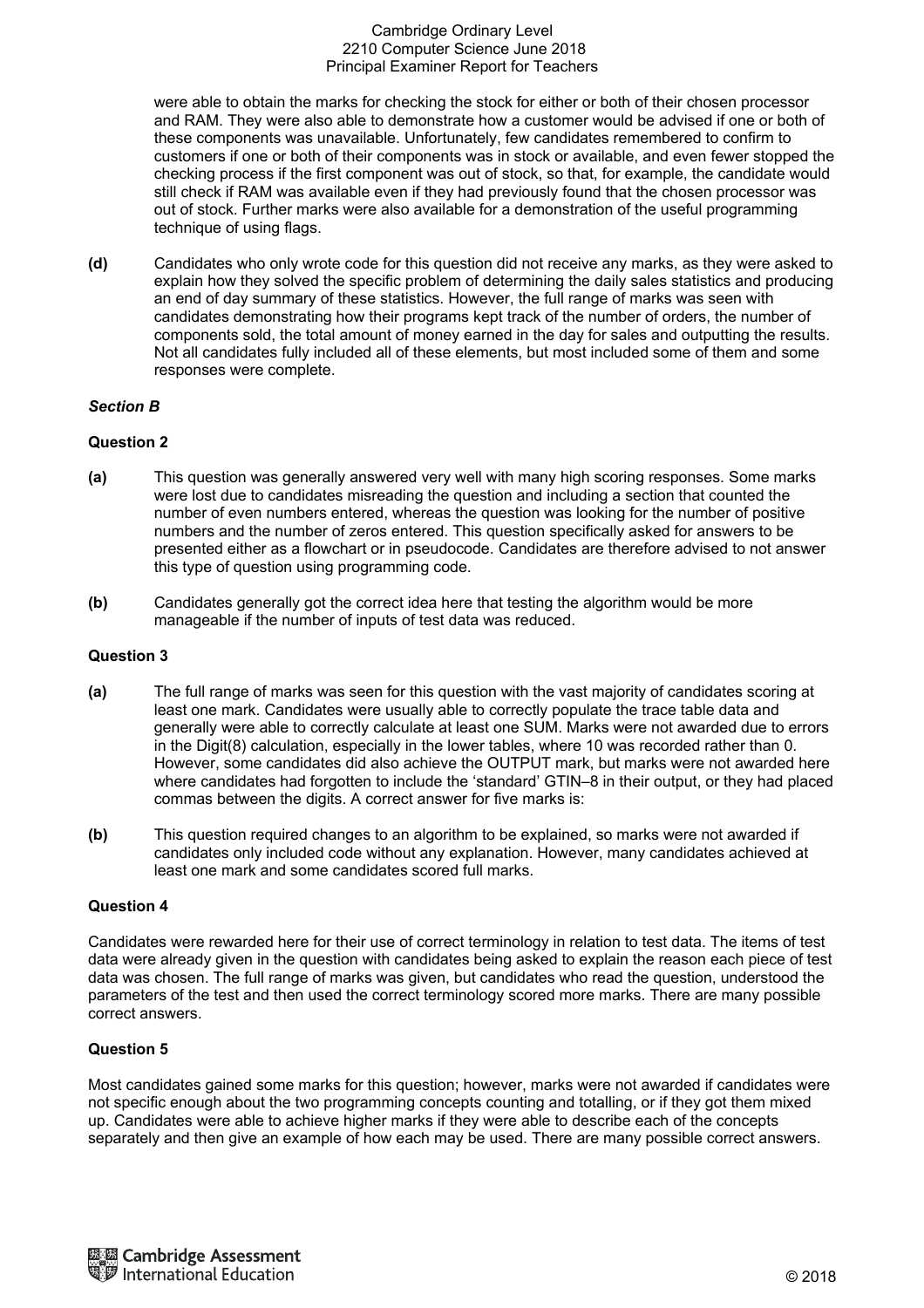were able to obtain the marks for checking the stock for either or both of their chosen processor and RAM. They were also able to demonstrate how a customer would be advised if one or both of these components was unavailable. Unfortunately, few candidates remembered to confirm to customers if one or both of their components was in stock or available, and even fewer stopped the checking process if the first component was out of stock, so that, for example, the candidate would still check if RAM was available even if they had previously found that the chosen processor was out of stock. Further marks were also available for a demonstration of the useful programming technique of using flags.

**(d)** Candidates who only wrote code for this question did not receive any marks, as they were asked to explain how they solved the specific problem of determining the daily sales statistics and producing an end of day summary of these statistics. However, the full range of marks was seen with candidates demonstrating how their programs kept track of the number of orders, the number of components sold, the total amount of money earned in the day for sales and outputting the results. Not all candidates fully included all of these elements, but most included some of them and some responses were complete.

***Section B***

**Question 2**

**(a)** This question was generally answered very well with many high scoring responses. Some marks were lost due to candidates misreading the question and including a section that counted the number of even numbers entered, whereas the question was looking for the number of positive numbers and the number of zeros entered. This question specifically asked for answers to be presented either as a flowchart or in pseudocode. Candidates are therefore advised to not answer this type of question using programming code.

**(b)** Candidates generally got the correct idea here that testing the algorithm would be more manageable if the number of inputs of test data was reduced.

**Question 3**

**(a)** The full range of marks was seen for this question with the vast majority of candidates scoring at least one mark. Candidates were usually able to correctly populate the trace table data and generally were able to correctly calculate at least one SUM. Marks were not awarded due to errors in the Digit(8) calculation, especially in the lower tables, where 10 was recorded rather than 0. However, some candidates did also achieve the OUTPUT mark, but marks were not awarded here where candidates had forgotten to include the 'standard' GTIN–8 in their output, or they had placed commas between the digits. A correct answer for five marks is:

**(b)** This question required changes to an algorithm to be explained, so marks were not awarded if candidates only included code without any explanation. However, many candidates achieved at least one mark and some candidates scored full marks.

**Question 4**

Candidates were rewarded here for their use of correct terminology in relation to test data. The items of test data were already given in the question with candidates being asked to explain the reason each piece of test data was chosen. The full range of marks was given, but candidates who read the question, understood the parameters of the test and then used the correct terminology scored more marks. There are many possible correct answers.

**Question 5**

Most candidates gained some marks for this question; however, marks were not awarded if candidates were not specific enough about the two programming concepts counting and totalling, or if they got them mixed up. Candidates were able to achieve higher marks if they were able to describe each of the concepts separately and then give an example of how each may be used. There are many possible correct answers.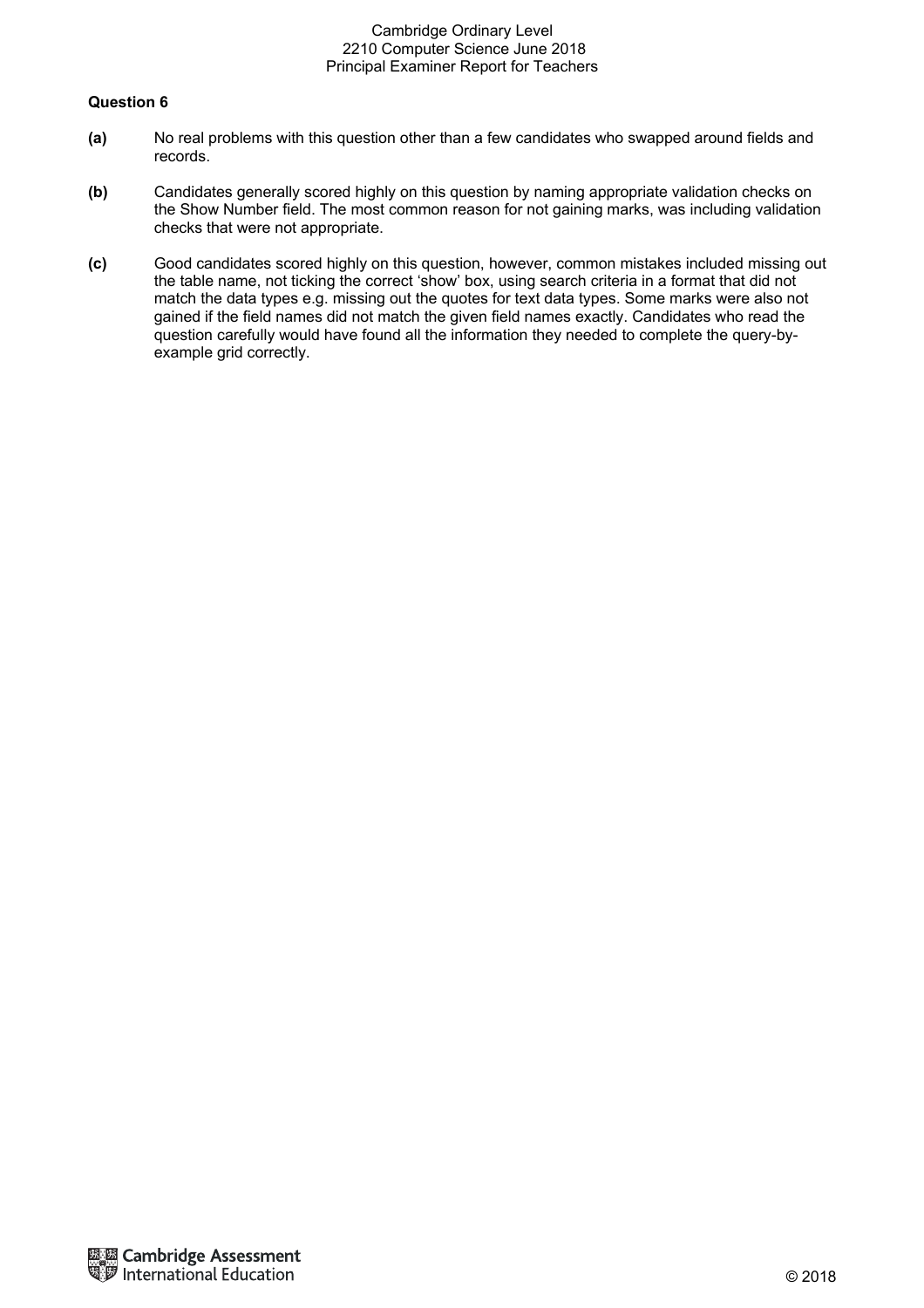**Question 6**

**(a)** No real problems with this question other than a few candidates who swapped around fields and records.

**(b)** Candidates generally scored highly on this question by naming appropriate validation checks on the Show Number field. The most common reason for not gaining marks, was including validation checks that were not appropriate.

**(c)** Good candidates scored highly on this question, however, common mistakes included missing out the table name, not ticking the correct 'show' box, using search criteria in a format that did not match the data types e.g. missing out the quotes for text data types. Some marks were also not gained if the field names did not match the given field names exactly. Candidates who read the question carefully would have found all the information they needed to complete the query-by-example grid correctly.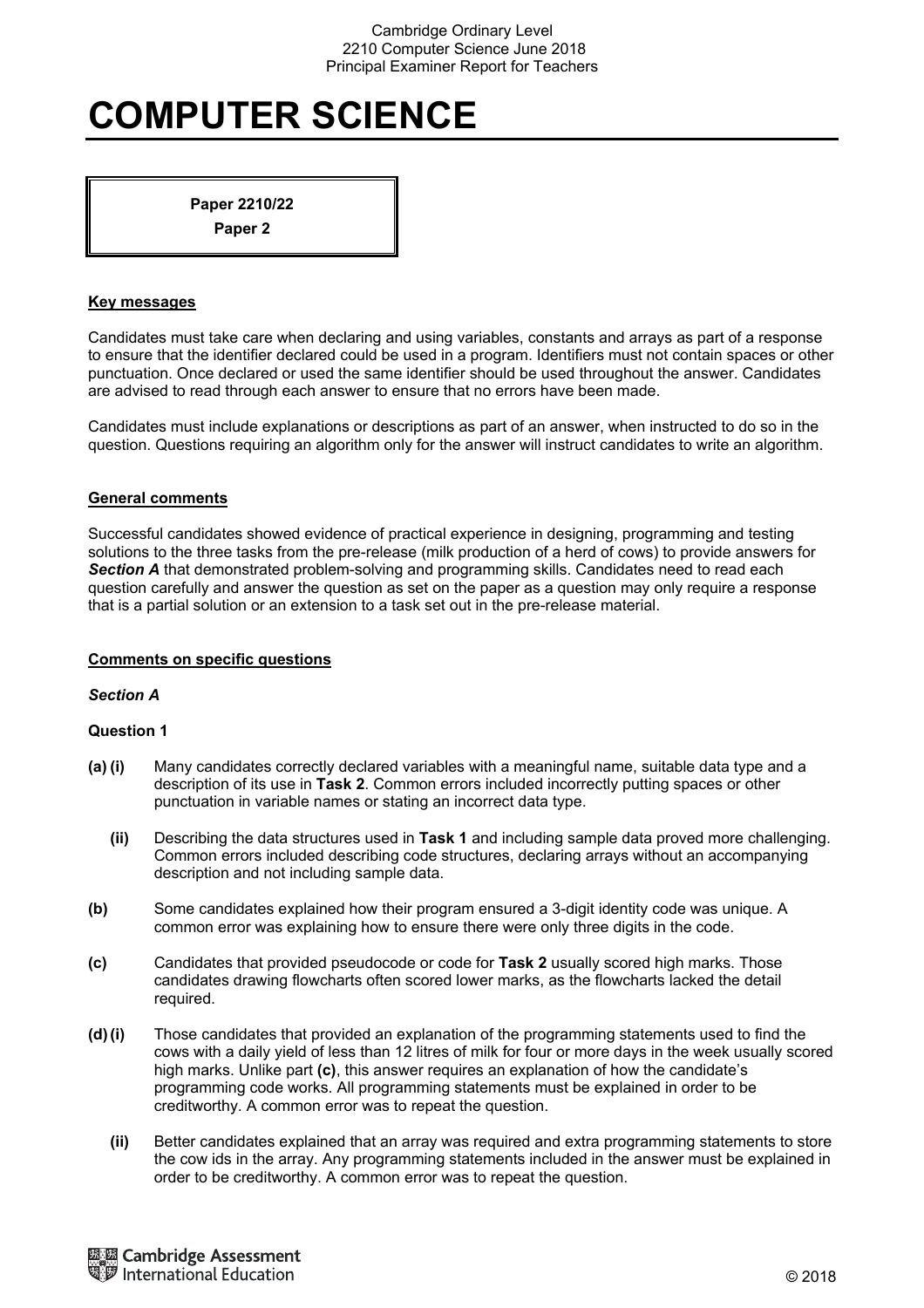# COMPUTER SCIENCE

**Paper 2210/22**

**Paper 2**

## Key messages

Candidates must take care when declaring and using variables, constants and arrays as part of a response to ensure that the identifier declared could be used in a program. Identifiers must not contain spaces or other punctuation. Once declared or used the same identifier should be used throughout the answer. Candidates are advised to read through each answer to ensure that no errors have been made.

Candidates must include explanations or descriptions as part of an answer, when instructed to do so in the question. Questions requiring an algorithm only for the answer will instruct candidates to write an algorithm.

## General comments

Successful candidates showed evidence of practical experience in designing, programming and testing solutions to the three tasks from the pre-release (milk production of a herd of cows) to provide answers for ***Section A*** that demonstrated problem-solving and programming skills. Candidates need to read each question carefully and answer the question as set on the paper as a question may only require a response that is a partial solution or an extension to a task set out in the pre-release material.

## Comments on specific questions

### *Section A*

**Question 1**

**(a) (i)** Many candidates correctly declared variables with a meaningful name, suitable data type and a description of its use in **Task 2**. Common errors included incorrectly putting spaces or other punctuation in variable names or stating an incorrect data type.

**(ii)** Describing the data structures used in **Task 1** and including sample data proved more challenging. Common errors included describing code structures, declaring arrays without an accompanying description and not including sample data.

**(b)** Some candidates explained how their program ensured a 3-digit identity code was unique. A common error was explaining how to ensure there were only three digits in the code.

**(c)** Candidates that provided pseudocode or code for **Task 2** usually scored high marks. Those candidates drawing flowcharts often scored lower marks, as the flowcharts lacked the detail required.

**(d) (i)** Those candidates that provided an explanation of the programming statements used to find the cows with a daily yield of less than 12 litres of milk for four or more days in the week usually scored high marks. Unlike part **(c)**, this answer requires an explanation of how the candidate's programming code works. All programming statements must be explained in order to be creditworthy. A common error was to repeat the question.

**(ii)** Better candidates explained that an array was required and extra programming statements to store the cow ids in the array. Any programming statements included in the answer must be explained in order to be creditworthy. A common error was to repeat the question.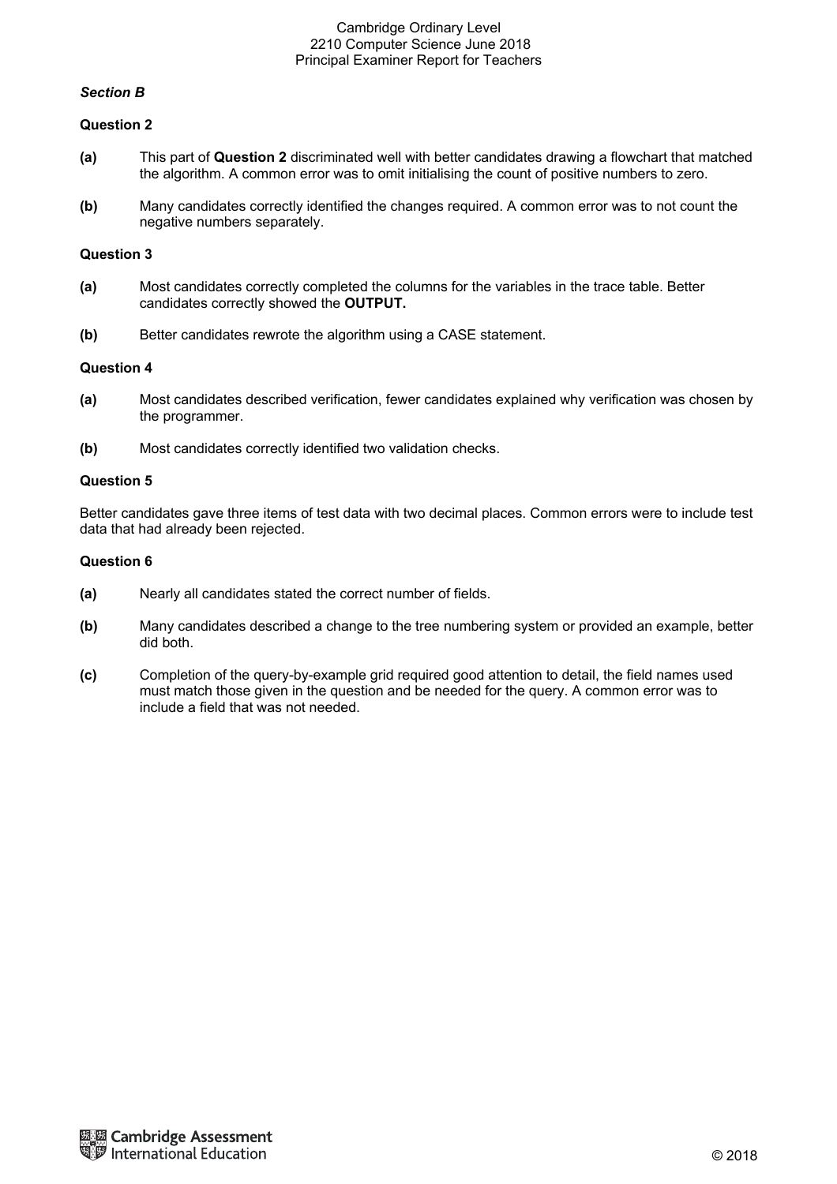*Section B*

### Question 2

**(a)** This part of **Question 2** discriminated well with better candidates drawing a flowchart that matched the algorithm. A common error was to omit initialising the count of positive numbers to zero.

**(b)** Many candidates correctly identified the changes required. A common error was to not count the negative numbers separately.

### Question 3

**(a)** Most candidates correctly completed the columns for the variables in the trace table. Better candidates correctly showed the **OUTPUT.**

**(b)** Better candidates rewrote the algorithm using a CASE statement.

### Question 4

**(a)** Most candidates described verification, fewer candidates explained why verification was chosen by the programmer.

**(b)** Most candidates correctly identified two validation checks.

### Question 5

Better candidates gave three items of test data with two decimal places. Common errors were to include test data that had already been rejected.

### Question 6

**(a)** Nearly all candidates stated the correct number of fields.

**(b)** Many candidates described a change to the tree numbering system or provided an example, better did both.

**(c)** Completion of the query-by-example grid required good attention to detail, the field names used must match those given in the question and be needed for the query. A common error was to include a field that was not needed.